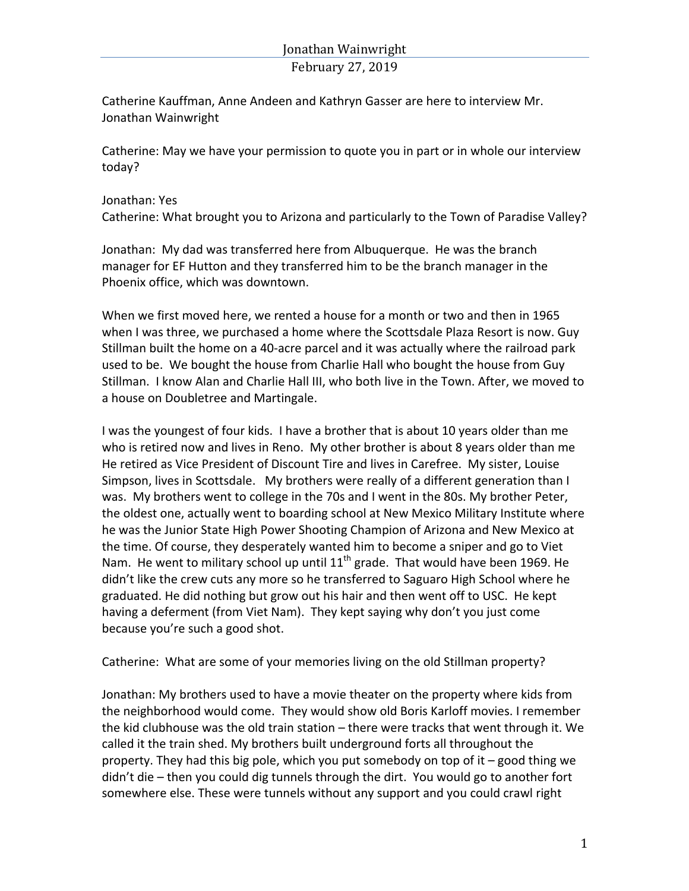Catherine Kauffman, Anne Andeen and Kathryn Gasser are here to interview Mr. Jonathan Wainwright

Catherine: May we have your permission to quote you in part or in whole our interview today?

Jonathan: Yes

Catherine: What brought you to Arizona and particularly to the Town of Paradise Valley?

Jonathan: My dad was transferred here from Albuquerque. He was the branch manager for EF Hutton and they transferred him to be the branch manager in the Phoenix office, which was downtown.

When we first moved here, we rented a house for a month or two and then in 1965 when I was three, we purchased a home where the Scottsdale Plaza Resort is now. Guy Stillman built the home on a 40-acre parcel and it was actually where the railroad park used to be. We bought the house from Charlie Hall who bought the house from Guy Stillman. I know Alan and Charlie Hall III, who both live in the Town. After, we moved to a house on Doubletree and Martingale.

I was the youngest of four kids. I have a brother that is about 10 years older than me who is retired now and lives in Reno. My other brother is about 8 years older than me He retired as Vice President of Discount Tire and lives in Carefree. My sister, Louise Simpson, lives in Scottsdale. My brothers were really of a different generation than I was. My brothers went to college in the 70s and I went in the 80s. My brother Peter, the oldest one, actually went to boarding school at New Mexico Military Institute where he was the Junior State High Power Shooting Champion of Arizona and New Mexico at the time. Of course, they desperately wanted him to become a sniper and go to Viet Nam. He went to military school up until 11th grade. That would have been 1969. He didn't like the crew cuts any more so he transferred to Saguaro High School where he graduated. He did nothing but grow out his hair and then went off to USC. He kept having a deferment (from Viet Nam). They kept saying why don't you just come because you're such a good shot.

Catherine: What are some of your memories living on the old Stillman property?

Jonathan: My brothers used to have a movie theater on the property where kids from the neighborhood would come. They would show old Boris Karloff movies. I remember the kid clubhouse was the old train station – there were tracks that went through it. We called it the train shed. My brothers built underground forts all throughout the property. They had this big pole, which you put somebody on top of it – good thing we didn't die – then you could dig tunnels through the dirt. You would go to another fort somewhere else. These were tunnels without any support and you could crawl right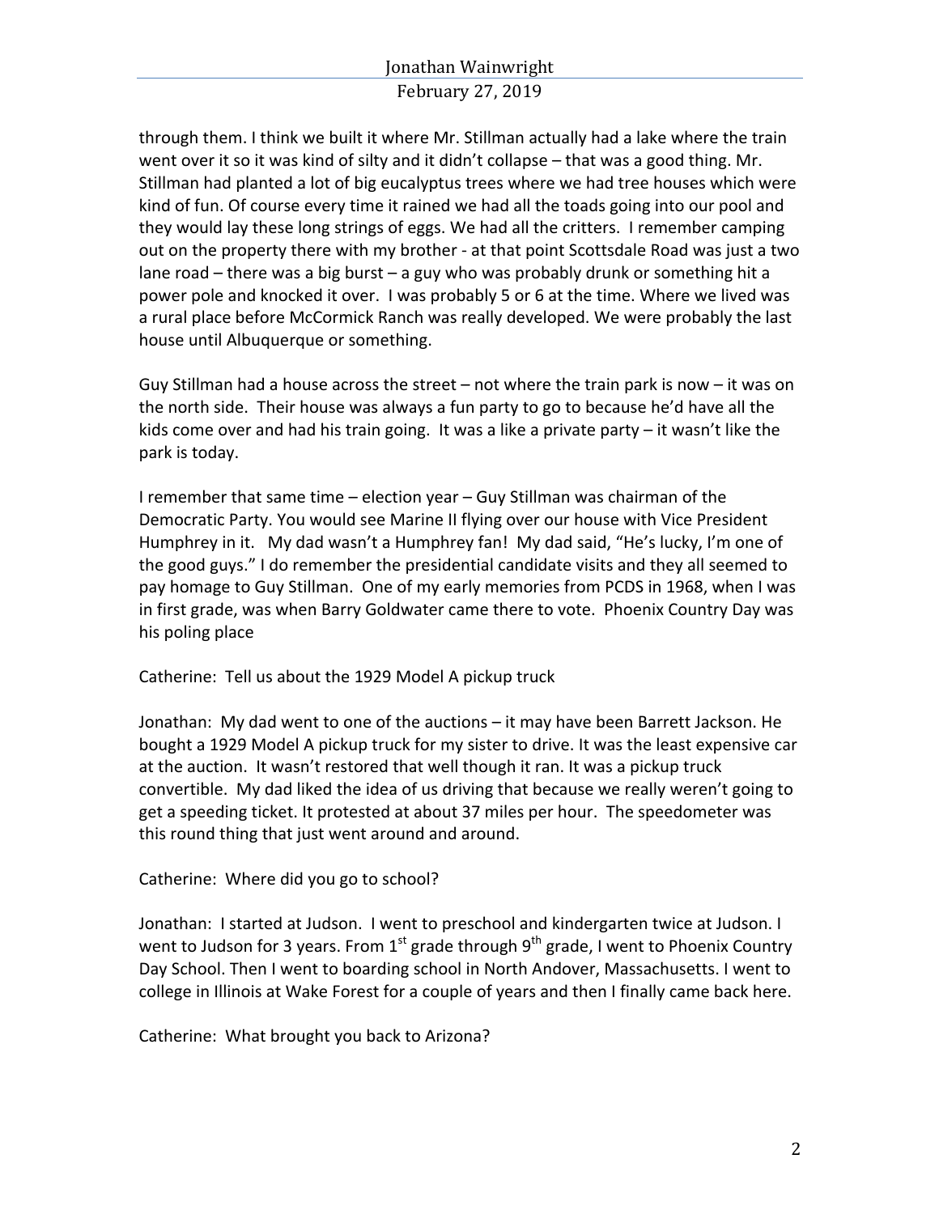through them. I think we built it where Mr. Stillman actually had a lake where the train went over it so it was kind of silty and it didn't collapse – that was a good thing. Mr. Stillman had planted a lot of big eucalyptus trees where we had tree houses which were kind of fun. Of course every time it rained we had all the toads going into our pool and they would lay these long strings of eggs. We had all the critters. I remember camping out on the property there with my brother - at that point Scottsdale Road was just a two lane road – there was a big burst – a guy who was probably drunk or something hit a power pole and knocked it over. I was probably 5 or 6 at the time. Where we lived was a rural place before McCormick Ranch was really developed. We were probably the last house until Albuquerque or something.

Guy Stillman had a house across the street – not where the train park is now – it was on the north side. Their house was always a fun party to go to because he'd have all the kids come over and had his train going. It was a like a private party – it wasn't like the park is today.

I remember that same time – election year – Guy Stillman was chairman of the Democratic Party. You would see Marine II flying over our house with Vice President Humphrey in it. My dad wasn't a Humphrey fan! My dad said, "He's lucky, I'm one of the good guys." I do remember the presidential candidate visits and they all seemed to pay homage to Guy Stillman. One of my early memories from PCDS in 1968, when I was in first grade, was when Barry Goldwater came there to vote. Phoenix Country Day was his poling place

Catherine: Tell us about the 1929 Model A pickup truck

Jonathan: My dad went to one of the auctions – it may have been Barrett Jackson. He bought a 1929 Model A pickup truck for my sister to drive. It was the least expensive car at the auction. It wasn't restored that well though it ran. It was a pickup truck convertible. My dad liked the idea of us driving that because we really weren't going to get a speeding ticket. It protested at about 37 miles per hour. The speedometer was this round thing that just went around and around.

Catherine: Where did you go to school?

Jonathan: I started at Judson. I went to preschool and kindergarten twice at Judson. I went to Judson for 3 years. From 1st grade through 9th grade, I went to Phoenix Country Day School. Then I went to boarding school in North Andover, Massachusetts. I went to college in Illinois at Wake Forest for a couple of years and then I finally came back here.

Catherine: What brought you back to Arizona?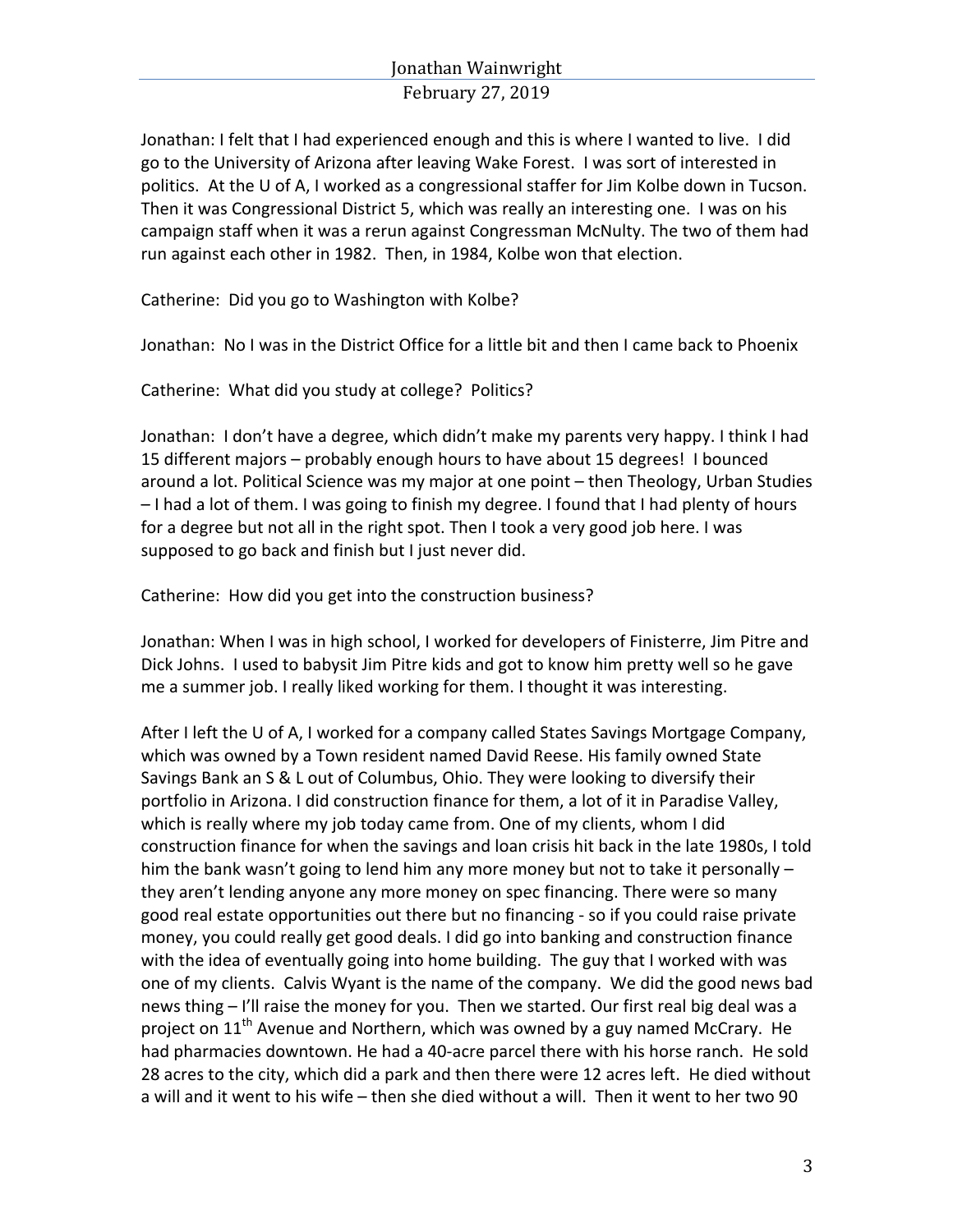Jonathan: I felt that I had experienced enough and this is where I wanted to live. I did go to the University of Arizona after leaving Wake Forest. I was sort of interested in politics. At the U of A, I worked as a congressional staffer for Jim Kolbe down in Tucson. Then it was Congressional District 5, which was really an interesting one. I was on his campaign staff when it was a rerun against Congressman McNulty. The two of them had run against each other in 1982. Then, in 1984, Kolbe won that election.

Catherine: Did you go to Washington with Kolbe?

Jonathan: No I was in the District Office for a little bit and then I came back to Phoenix

Catherine: What did you study at college? Politics?

Jonathan: I don't have a degree, which didn't make my parents very happy. I think I had 15 different majors – probably enough hours to have about 15 degrees! I bounced around a lot. Political Science was my major at one point – then Theology, Urban Studies – I had a lot of them. I was going to finish my degree. I found that I had plenty of hours for a degree but not all in the right spot. Then I took a very good job here. I was supposed to go back and finish but I just never did.

Catherine: How did you get into the construction business?

Jonathan: When I was in high school, I worked for developers of Finisterre, Jim Pitre and Dick Johns. I used to babysit Jim Pitre kids and got to know him pretty well so he gave me a summer job. I really liked working for them. I thought it was interesting.

After I left the U of A, I worked for a company called States Savings Mortgage Company, which was owned by a Town resident named David Reese. His family owned State Savings Bank an S & L out of Columbus, Ohio. They were looking to diversify their portfolio in Arizona. I did construction finance for them, a lot of it in Paradise Valley, which is really where my job today came from. One of my clients, whom I did construction finance for when the savings and loan crisis hit back in the late 1980s, I told him the bank wasn't going to lend him any more money but not to take it personally – they aren't lending anyone any more money on spec financing. There were so many good real estate opportunities out there but no financing - so if you could raise private money, you could really get good deals. I did go into banking and construction finance with the idea of eventually going into home building. The guy that I worked with was one of my clients. Calvis Wyant is the name of the company. We did the good news bad news thing – I'll raise the money for you. Then we started. Our first real big deal was a project on 11th Avenue and Northern, which was owned by a guy named McCrary. He had pharmacies downtown. He had a 40-acre parcel there with his horse ranch. He sold 28 acres to the city, which did a park and then there were 12 acres left. He died without a will and it went to his wife – then she died without a will. Then it went to her two 90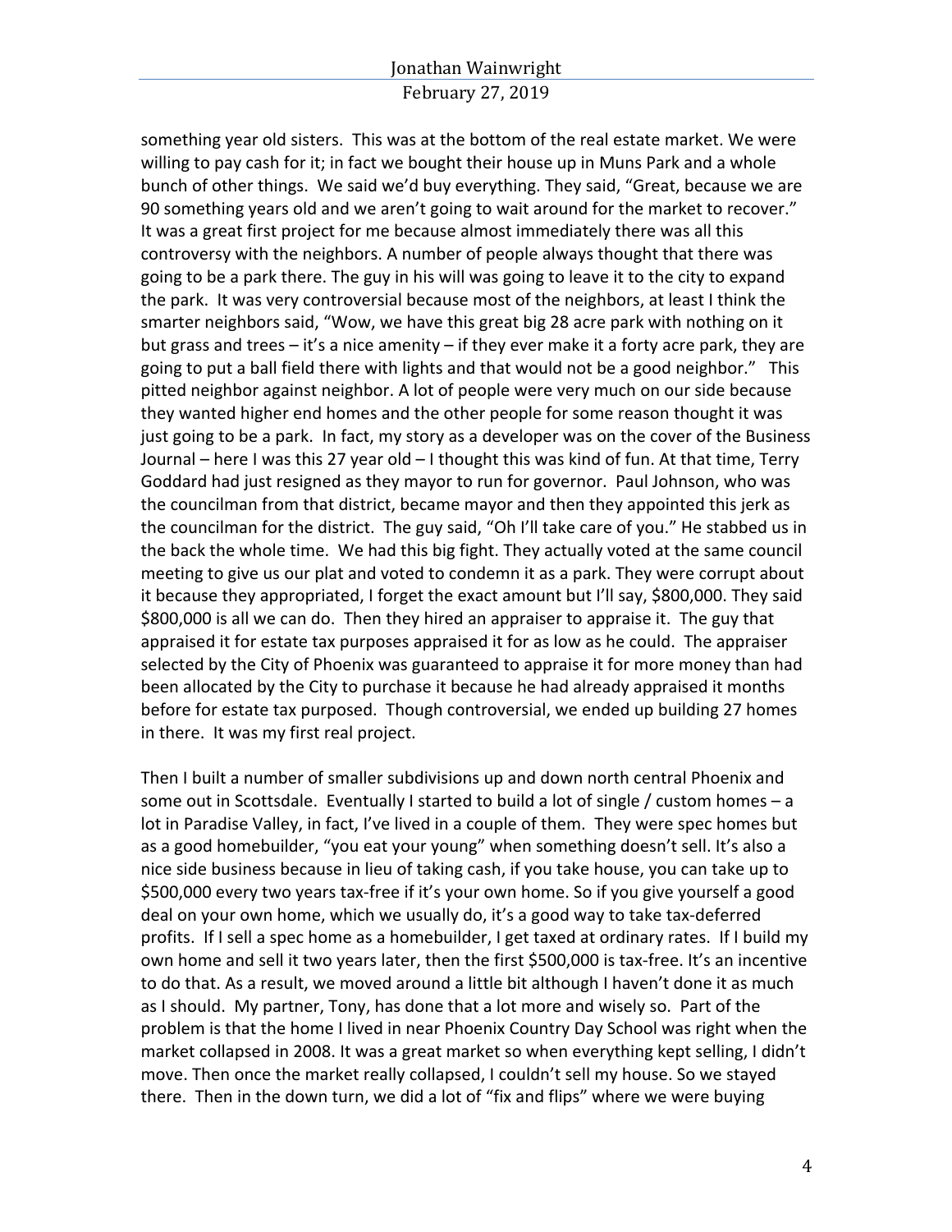something year old sisters. This was at the bottom of the real estate market. We were willing to pay cash for it; in fact we bought their house up in Muns Park and a whole bunch of other things. We said we'd buy everything. They said, "Great, because we are 90 something years old and we aren't going to wait around for the market to recover." It was a great first project for me because almost immediately there was all this controversy with the neighbors. A number of people always thought that there was going to be a park there. The guy in his will was going to leave it to the city to expand the park. It was very controversial because most of the neighbors, at least I think the smarter neighbors said, "Wow, we have this great big 28 acre park with nothing on it but grass and trees – it's a nice amenity – if they ever make it a forty acre park, they are going to put a ball field there with lights and that would not be a good neighbor." This pitted neighbor against neighbor. A lot of people were very much on our side because they wanted higher end homes and the other people for some reason thought it was just going to be a park. In fact, my story as a developer was on the cover of the Business Journal – here I was this 27 year old – I thought this was kind of fun. At that time, Terry Goddard had just resigned as they mayor to run for governor. Paul Johnson, who was the councilman from that district, became mayor and then they appointed this jerk as the councilman for the district. The guy said, "Oh I'll take care of you." He stabbed us in the back the whole time. We had this big fight. They actually voted at the same council meeting to give us our plat and voted to condemn it as a park. They were corrupt about it because they appropriated, I forget the exact amount but I'll say, $800,000. They said $800,000 is all we can do. Then they hired an appraiser to appraise it. The guy that appraised it for estate tax purposes appraised it for as low as he could. The appraiser selected by the City of Phoenix was guaranteed to appraise it for more money than had been allocated by the City to purchase it because he had already appraised it months before for estate tax purposed. Though controversial, we ended up building 27 homes in there. It was my first real project.

Then I built a number of smaller subdivisions up and down north central Phoenix and some out in Scottsdale. Eventually I started to build a lot of single / custom homes – a lot in Paradise Valley, in fact, I've lived in a couple of them. They were spec homes but as a good homebuilder, "you eat your young" when something doesn't sell. It's also a nice side business because in lieu of taking cash, if you take house, you can take up to $500,000 every two years tax-free if it's your own home. So if you give yourself a good deal on your own home, which we usually do, it's a good way to take tax-deferred profits. If I sell a spec home as a homebuilder, I get taxed at ordinary rates. If I build my own home and sell it two years later, then the first $500,000 is tax-free. It's an incentive to do that. As a result, we moved around a little bit although I haven't done it as much as I should. My partner, Tony, has done that a lot more and wisely so. Part of the problem is that the home I lived in near Phoenix Country Day School was right when the market collapsed in 2008. It was a great market so when everything kept selling, I didn't move. Then once the market really collapsed, I couldn't sell my house. So we stayed there. Then in the down turn, we did a lot of "fix and flips" where we were buying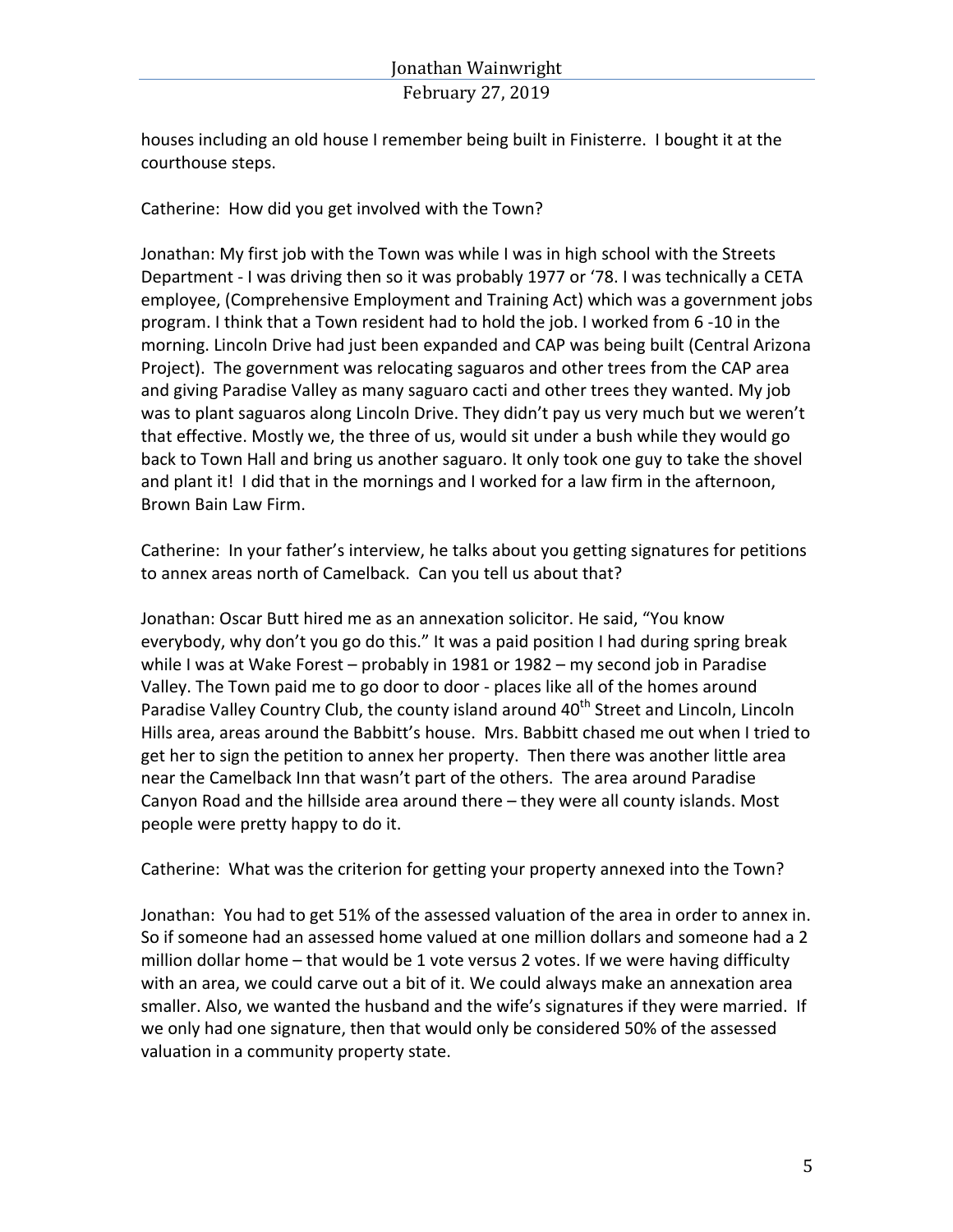houses including an old house I remember being built in Finisterre. I bought it at the courthouse steps.

Catherine: How did you get involved with the Town?

Jonathan: My first job with the Town was while I was in high school with the Streets Department - I was driving then so it was probably 1977 or '78. I was technically a CETA employee, (Comprehensive Employment and Training Act) which was a government jobs program. I think that a Town resident had to hold the job. I worked from 6 -10 in the morning. Lincoln Drive had just been expanded and CAP was being built (Central Arizona Project). The government was relocating saguaros and other trees from the CAP area and giving Paradise Valley as many saguaro cacti and other trees they wanted. My job was to plant saguaros along Lincoln Drive. They didn't pay us very much but we weren't that effective. Mostly we, the three of us, would sit under a bush while they would go back to Town Hall and bring us another saguaro. It only took one guy to take the shovel and plant it! I did that in the mornings and I worked for a law firm in the afternoon, Brown Bain Law Firm.

Catherine: In your father's interview, he talks about you getting signatures for petitions to annex areas north of Camelback. Can you tell us about that?

Jonathan: Oscar Butt hired me as an annexation solicitor. He said, "You know everybody, why don't you go do this." It was a paid position I had during spring break while I was at Wake Forest – probably in 1981 or 1982 – my second job in Paradise Valley. The Town paid me to go door to door - places like all of the homes around Paradise Valley Country Club, the county island around 40th Street and Lincoln, Lincoln Hills area, areas around the Babbitt's house. Mrs. Babbitt chased me out when I tried to get her to sign the petition to annex her property. Then there was another little area near the Camelback Inn that wasn't part of the others. The area around Paradise Canyon Road and the hillside area around there – they were all county islands. Most people were pretty happy to do it.

Catherine: What was the criterion for getting your property annexed into the Town?

Jonathan: You had to get 51% of the assessed valuation of the area in order to annex in. So if someone had an assessed home valued at one million dollars and someone had a 2 million dollar home – that would be 1 vote versus 2 votes. If we were having difficulty with an area, we could carve out a bit of it. We could always make an annexation area smaller. Also, we wanted the husband and the wife's signatures if they were married. If we only had one signature, then that would only be considered 50% of the assessed valuation in a community property state.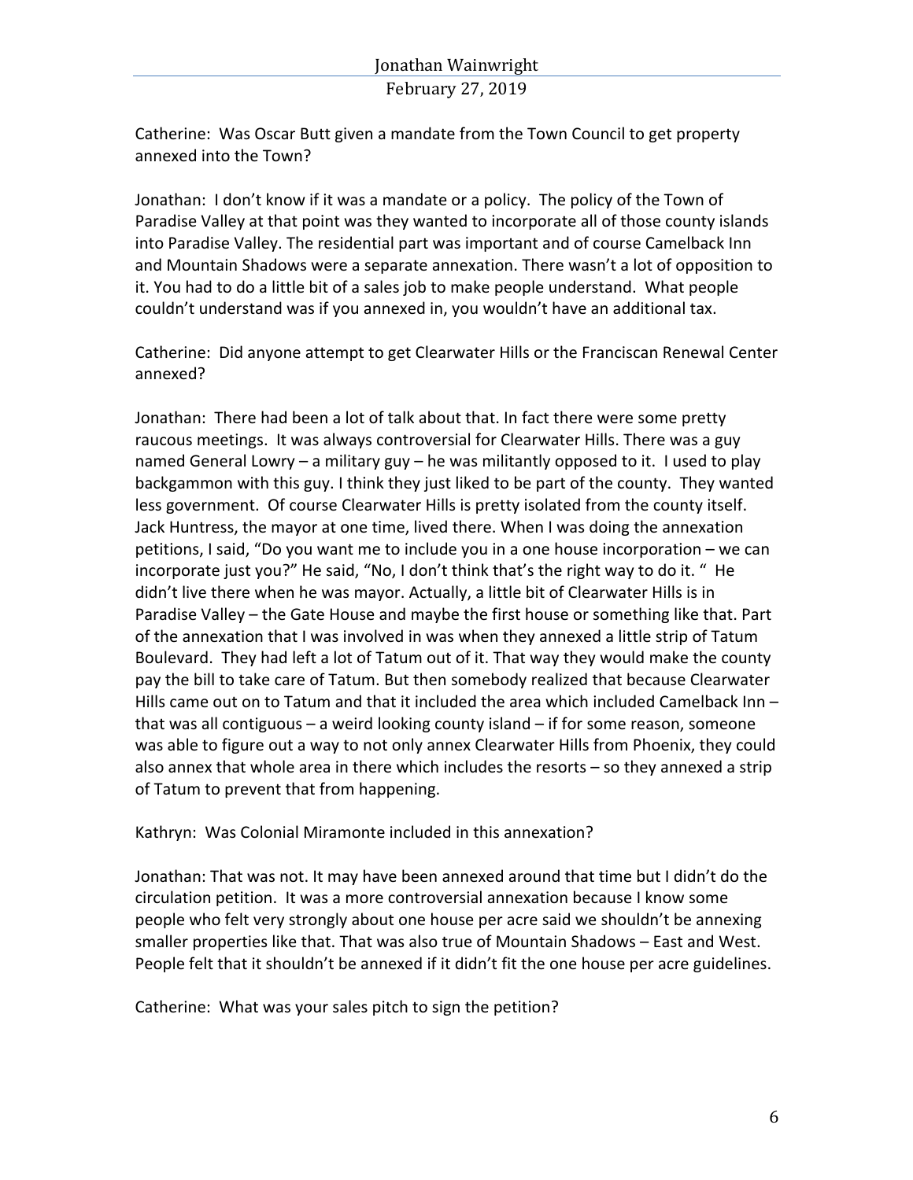Catherine: Was Oscar Butt given a mandate from the Town Council to get property annexed into the Town?

Jonathan: I don't know if it was a mandate or a policy. The policy of the Town of Paradise Valley at that point was they wanted to incorporate all of those county islands into Paradise Valley. The residential part was important and of course Camelback Inn and Mountain Shadows were a separate annexation. There wasn't a lot of opposition to it. You had to do a little bit of a sales job to make people understand. What people couldn't understand was if you annexed in, you wouldn't have an additional tax.

Catherine: Did anyone attempt to get Clearwater Hills or the Franciscan Renewal Center annexed?

Jonathan: There had been a lot of talk about that. In fact there were some pretty raucous meetings. It was always controversial for Clearwater Hills. There was a guy named General Lowry – a military guy – he was militantly opposed to it. I used to play backgammon with this guy. I think they just liked to be part of the county. They wanted less government. Of course Clearwater Hills is pretty isolated from the county itself. Jack Huntress, the mayor at one time, lived there. When I was doing the annexation petitions, I said, "Do you want me to include you in a one house incorporation – we can incorporate just you?" He said, "No, I don't think that's the right way to do it. " He didn't live there when he was mayor. Actually, a little bit of Clearwater Hills is in Paradise Valley – the Gate House and maybe the first house or something like that. Part of the annexation that I was involved in was when they annexed a little strip of Tatum Boulevard. They had left a lot of Tatum out of it. That way they would make the county pay the bill to take care of Tatum. But then somebody realized that because Clearwater Hills came out on to Tatum and that it included the area which included Camelback Inn – that was all contiguous – a weird looking county island – if for some reason, someone was able to figure out a way to not only annex Clearwater Hills from Phoenix, they could also annex that whole area in there which includes the resorts – so they annexed a strip of Tatum to prevent that from happening.

Kathryn: Was Colonial Miramonte included in this annexation?

Jonathan: That was not. It may have been annexed around that time but I didn't do the circulation petition. It was a more controversial annexation because I know some people who felt very strongly about one house per acre said we shouldn't be annexing smaller properties like that. That was also true of Mountain Shadows – East and West. People felt that it shouldn't be annexed if it didn't fit the one house per acre guidelines.

Catherine: What was your sales pitch to sign the petition?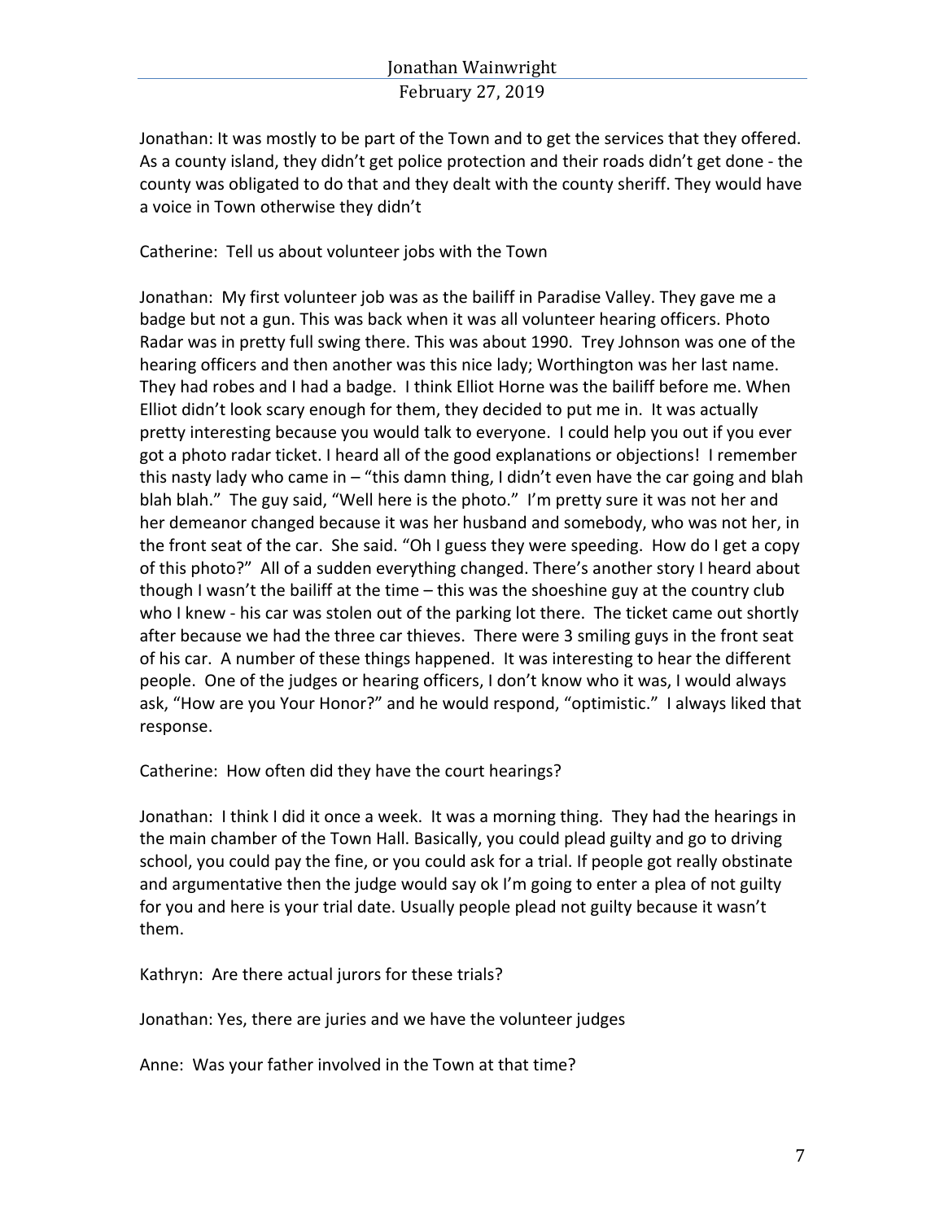Jonathan: It was mostly to be part of the Town and to get the services that they offered. As a county island, they didn't get police protection and their roads didn't get done - the county was obligated to do that and they dealt with the county sheriff. They would have a voice in Town otherwise they didn't

Catherine: Tell us about volunteer jobs with the Town

Jonathan: My first volunteer job was as the bailiff in Paradise Valley. They gave me a badge but not a gun. This was back when it was all volunteer hearing officers. Photo Radar was in pretty full swing there. This was about 1990. Trey Johnson was one of the hearing officers and then another was this nice lady; Worthington was her last name. They had robes and I had a badge. I think Elliot Horne was the bailiff before me. When Elliot didn't look scary enough for them, they decided to put me in. It was actually pretty interesting because you would talk to everyone. I could help you out if you ever got a photo radar ticket. I heard all of the good explanations or objections! I remember this nasty lady who came in – "this damn thing, I didn't even have the car going and blah blah blah." The guy said, "Well here is the photo." I'm pretty sure it was not her and her demeanor changed because it was her husband and somebody, who was not her, in the front seat of the car. She said. "Oh I guess they were speeding. How do I get a copy of this photo?" All of a sudden everything changed. There's another story I heard about though I wasn't the bailiff at the time – this was the shoeshine guy at the country club who I knew - his car was stolen out of the parking lot there. The ticket came out shortly after because we had the three car thieves. There were 3 smiling guys in the front seat of his car. A number of these things happened. It was interesting to hear the different people. One of the judges or hearing officers, I don't know who it was, I would always ask, "How are you Your Honor?" and he would respond, "optimistic." I always liked that response.

Catherine: How often did they have the court hearings?

Jonathan: I think I did it once a week. It was a morning thing. They had the hearings in the main chamber of the Town Hall. Basically, you could plead guilty and go to driving school, you could pay the fine, or you could ask for a trial. If people got really obstinate and argumentative then the judge would say ok I'm going to enter a plea of not guilty for you and here is your trial date. Usually people plead not guilty because it wasn't them.

Kathryn: Are there actual jurors for these trials?

Jonathan: Yes, there are juries and we have the volunteer judges

Anne: Was your father involved in the Town at that time?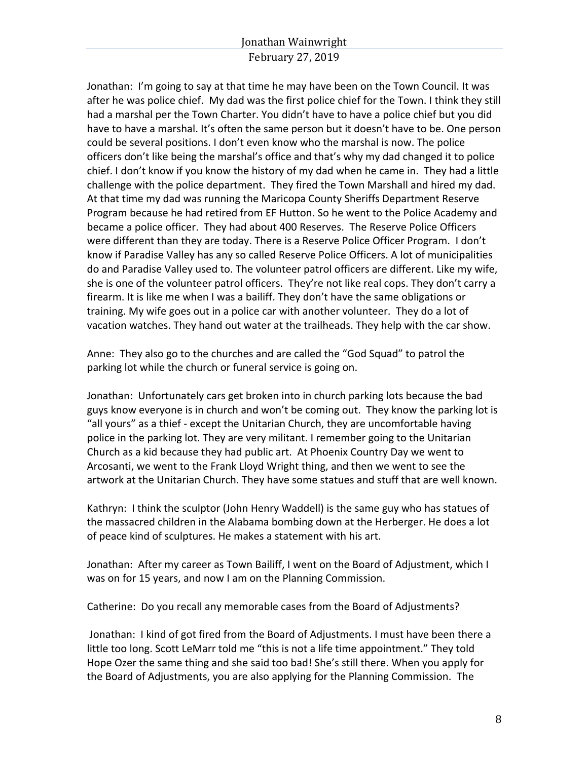Jonathan: I'm going to say at that time he may have been on the Town Council. It was after he was police chief. My dad was the first police chief for the Town. I think they still had a marshal per the Town Charter. You didn't have to have a police chief but you did have to have a marshal. It's often the same person but it doesn't have to be. One person could be several positions. I don't even know who the marshal is now. The police officers don't like being the marshal's office and that's why my dad changed it to police chief. I don't know if you know the history of my dad when he came in. They had a little challenge with the police department. They fired the Town Marshall and hired my dad. At that time my dad was running the Maricopa County Sheriffs Department Reserve Program because he had retired from EF Hutton. So he went to the Police Academy and became a police officer. They had about 400 Reserves. The Reserve Police Officers were different than they are today. There is a Reserve Police Officer Program. I don't know if Paradise Valley has any so called Reserve Police Officers. A lot of municipalities do and Paradise Valley used to. The volunteer patrol officers are different. Like my wife, she is one of the volunteer patrol officers. They're not like real cops. They don't carry a firearm. It is like me when I was a bailiff. They don't have the same obligations or training. My wife goes out in a police car with another volunteer. They do a lot of vacation watches. They hand out water at the trailheads. They help with the car show.

Anne: They also go to the churches and are called the "God Squad" to patrol the parking lot while the church or funeral service is going on.

Jonathan: Unfortunately cars get broken into in church parking lots because the bad guys know everyone is in church and won't be coming out. They know the parking lot is "all yours" as a thief - except the Unitarian Church, they are uncomfortable having police in the parking lot. They are very militant. I remember going to the Unitarian Church as a kid because they had public art. At Phoenix Country Day we went to Arcosanti, we went to the Frank Lloyd Wright thing, and then we went to see the artwork at the Unitarian Church. They have some statues and stuff that are well known.

Kathryn: I think the sculptor (John Henry Waddell) is the same guy who has statues of the massacred children in the Alabama bombing down at the Herberger. He does a lot of peace kind of sculptures. He makes a statement with his art.

Jonathan: After my career as Town Bailiff, I went on the Board of Adjustment, which I was on for 15 years, and now I am on the Planning Commission.

Catherine: Do you recall any memorable cases from the Board of Adjustments?

Jonathan: I kind of got fired from the Board of Adjustments. I must have been there a little too long. Scott LeMarr told me "this is not a life time appointment." They told Hope Ozer the same thing and she said too bad! She's still there. When you apply for the Board of Adjustments, you are also applying for the Planning Commission. The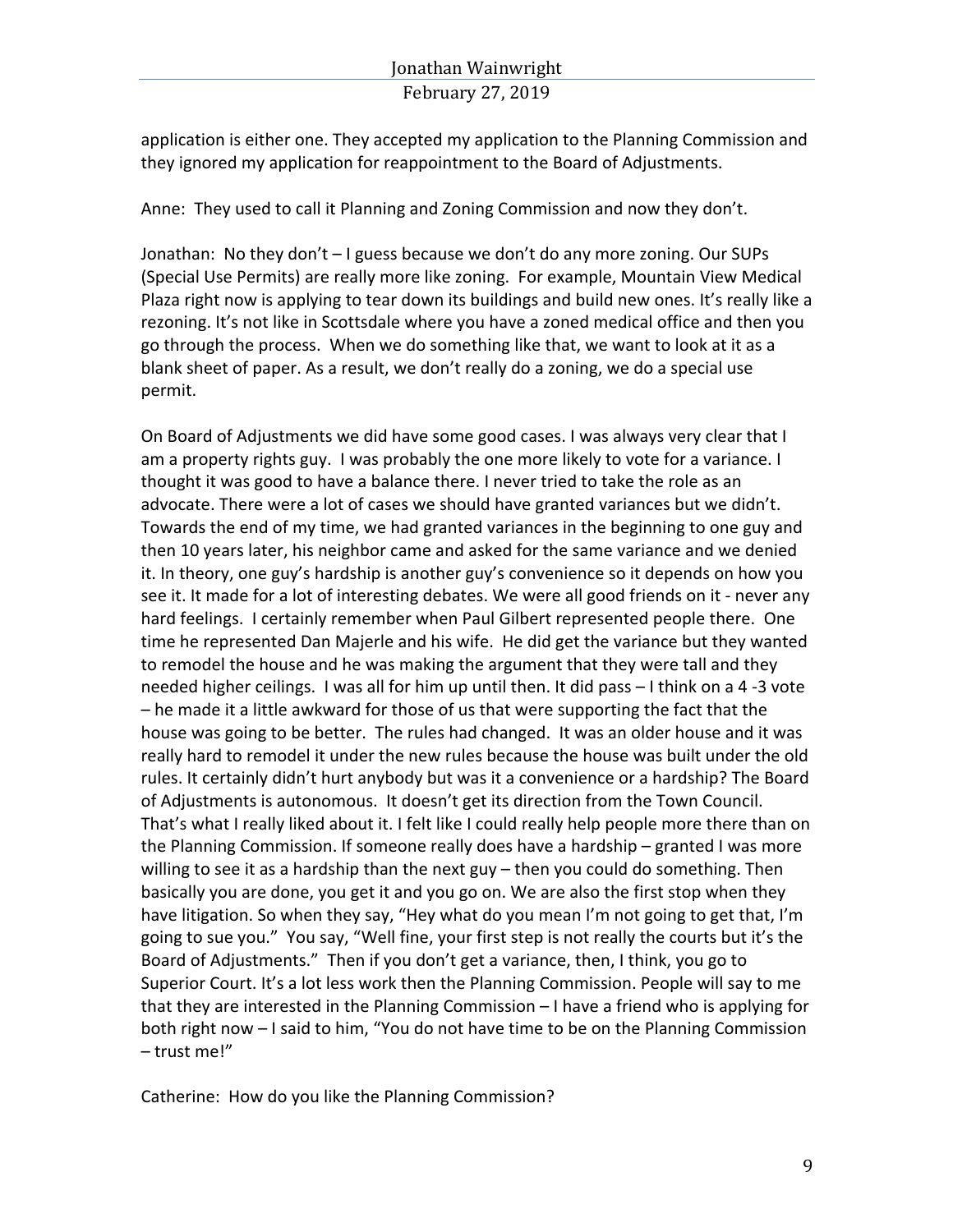application is either one. They accepted my application to the Planning Commission and they ignored my application for reappointment to the Board of Adjustments.

Anne: They used to call it Planning and Zoning Commission and now they don't.

Jonathan: No they don't – I guess because we don't do any more zoning. Our SUPs (Special Use Permits) are really more like zoning. For example, Mountain View Medical Plaza right now is applying to tear down its buildings and build new ones. It's really like a rezoning. It's not like in Scottsdale where you have a zoned medical office and then you go through the process. When we do something like that, we want to look at it as a blank sheet of paper. As a result, we don't really do a zoning, we do a special use permit.

On Board of Adjustments we did have some good cases. I was always very clear that I am a property rights guy. I was probably the one more likely to vote for a variance. I thought it was good to have a balance there. I never tried to take the role as an advocate. There were a lot of cases we should have granted variances but we didn't. Towards the end of my time, we had granted variances in the beginning to one guy and then 10 years later, his neighbor came and asked for the same variance and we denied it. In theory, one guy's hardship is another guy's convenience so it depends on how you see it. It made for a lot of interesting debates. We were all good friends on it - never any hard feelings. I certainly remember when Paul Gilbert represented people there. One time he represented Dan Majerle and his wife. He did get the variance but they wanted to remodel the house and he was making the argument that they were tall and they needed higher ceilings. I was all for him up until then. It did pass – I think on a 4 -3 vote – he made it a little awkward for those of us that were supporting the fact that the house was going to be better. The rules had changed. It was an older house and it was really hard to remodel it under the new rules because the house was built under the old rules. It certainly didn't hurt anybody but was it a convenience or a hardship? The Board of Adjustments is autonomous. It doesn't get its direction from the Town Council. That's what I really liked about it. I felt like I could really help people more there than on the Planning Commission. If someone really does have a hardship – granted I was more willing to see it as a hardship than the next guy – then you could do something. Then basically you are done, you get it and you go on. We are also the first stop when they have litigation. So when they say, "Hey what do you mean I'm not going to get that, I'm going to sue you." You say, "Well fine, your first step is not really the courts but it's the Board of Adjustments." Then if you don't get a variance, then, I think, you go to Superior Court. It's a lot less work then the Planning Commission. People will say to me that they are interested in the Planning Commission – I have a friend who is applying for both right now – I said to him, "You do not have time to be on the Planning Commission – trust me!"

Catherine: How do you like the Planning Commission?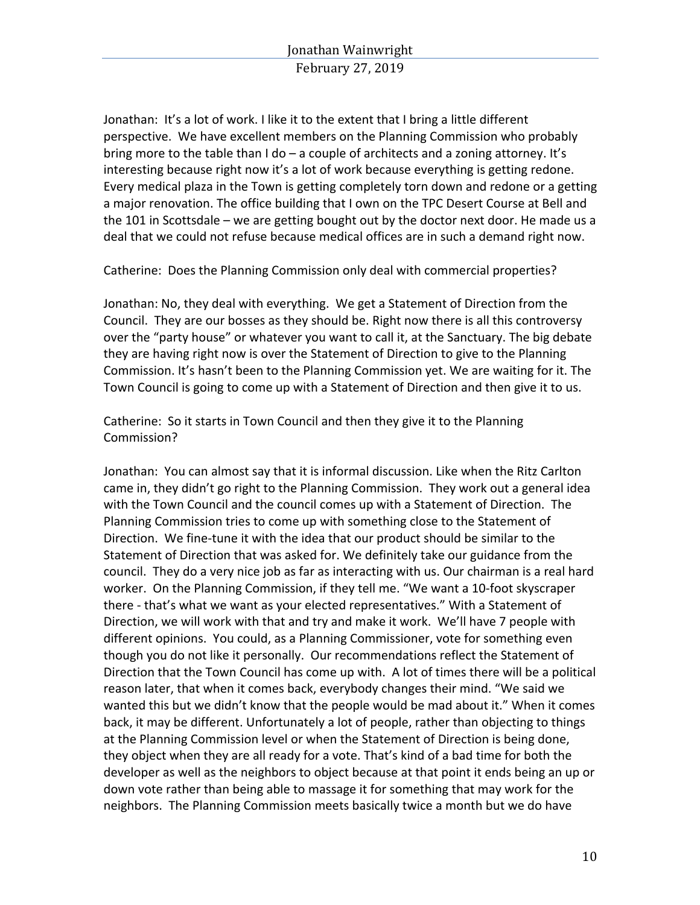Jonathan: It's a lot of work. I like it to the extent that I bring a little different perspective. We have excellent members on the Planning Commission who probably bring more to the table than I do – a couple of architects and a zoning attorney. It's interesting because right now it's a lot of work because everything is getting redone. Every medical plaza in the Town is getting completely torn down and redone or a getting a major renovation. The office building that I own on the TPC Desert Course at Bell and the 101 in Scottsdale – we are getting bought out by the doctor next door. He made us a deal that we could not refuse because medical offices are in such a demand right now.

Catherine: Does the Planning Commission only deal with commercial properties?

Jonathan: No, they deal with everything. We get a Statement of Direction from the Council. They are our bosses as they should be. Right now there is all this controversy over the "party house" or whatever you want to call it, at the Sanctuary. The big debate they are having right now is over the Statement of Direction to give to the Planning Commission. It's hasn't been to the Planning Commission yet. We are waiting for it. The Town Council is going to come up with a Statement of Direction and then give it to us.

Catherine: So it starts in Town Council and then they give it to the Planning Commission?

Jonathan: You can almost say that it is informal discussion. Like when the Ritz Carlton came in, they didn't go right to the Planning Commission. They work out a general idea with the Town Council and the council comes up with a Statement of Direction. The Planning Commission tries to come up with something close to the Statement of Direction. We fine-tune it with the idea that our product should be similar to the Statement of Direction that was asked for. We definitely take our guidance from the council. They do a very nice job as far as interacting with us. Our chairman is a real hard worker. On the Planning Commission, if they tell me. "We want a 10-foot skyscraper there - that's what we want as your elected representatives." With a Statement of Direction, we will work with that and try and make it work. We'll have 7 people with different opinions. You could, as a Planning Commissioner, vote for something even though you do not like it personally. Our recommendations reflect the Statement of Direction that the Town Council has come up with. A lot of times there will be a political reason later, that when it comes back, everybody changes their mind. "We said we wanted this but we didn't know that the people would be mad about it." When it comes back, it may be different. Unfortunately a lot of people, rather than objecting to things at the Planning Commission level or when the Statement of Direction is being done, they object when they are all ready for a vote. That's kind of a bad time for both the developer as well as the neighbors to object because at that point it ends being an up or down vote rather than being able to massage it for something that may work for the neighbors. The Planning Commission meets basically twice a month but we do have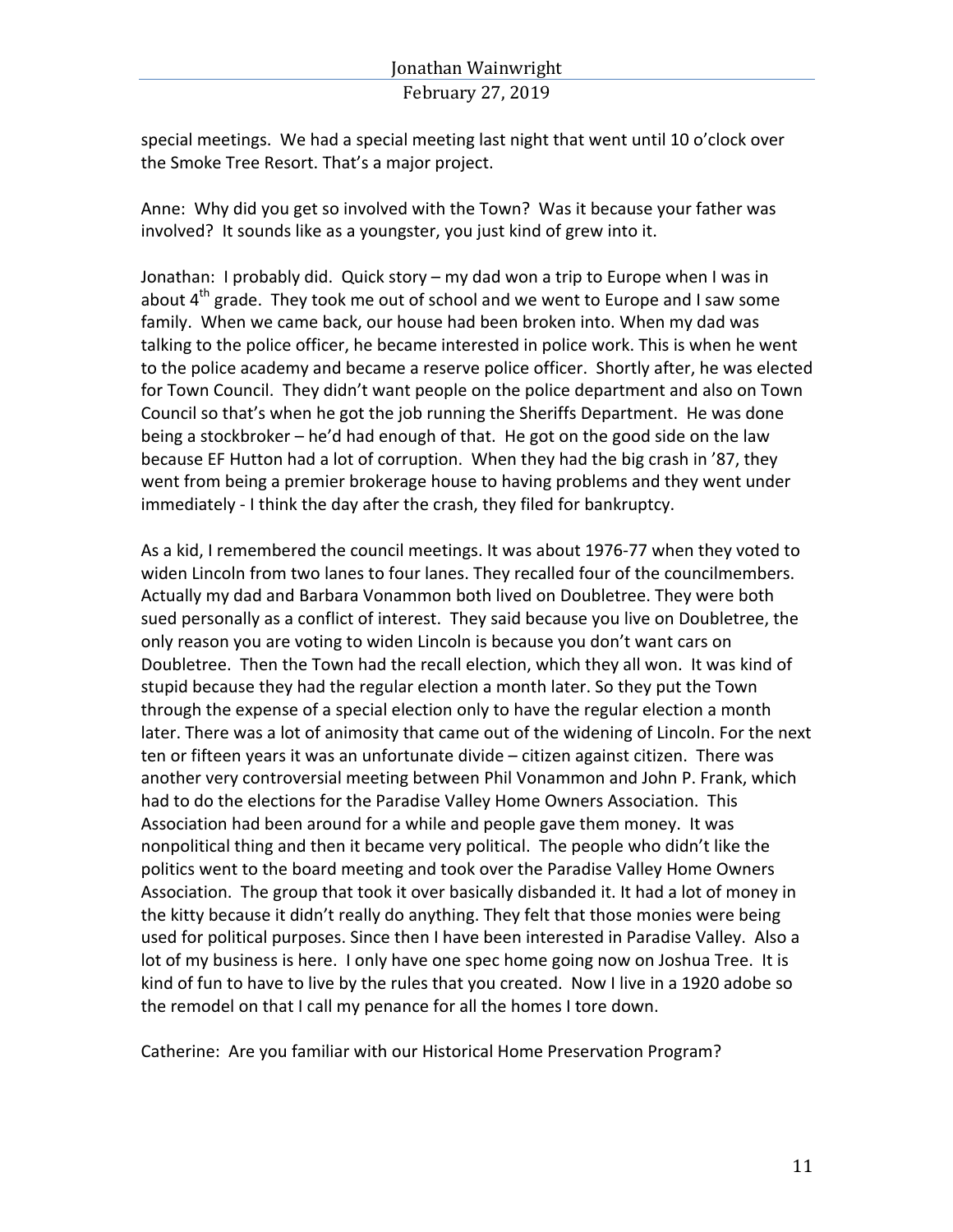special meetings. We had a special meeting last night that went until 10 o'clock over the Smoke Tree Resort. That's a major project.

Anne: Why did you get so involved with the Town? Was it because your father was involved? It sounds like as a youngster, you just kind of grew into it.

Jonathan: I probably did. Quick story – my dad won a trip to Europe when I was in about 4th grade. They took me out of school and we went to Europe and I saw some family. When we came back, our house had been broken into. When my dad was talking to the police officer, he became interested in police work. This is when he went to the police academy and became a reserve police officer. Shortly after, he was elected for Town Council. They didn't want people on the police department and also on Town Council so that's when he got the job running the Sheriffs Department. He was done being a stockbroker – he'd had enough of that. He got on the good side on the law because EF Hutton had a lot of corruption. When they had the big crash in '87, they went from being a premier brokerage house to having problems and they went under immediately - I think the day after the crash, they filed for bankruptcy.

As a kid, I remembered the council meetings. It was about 1976-77 when they voted to widen Lincoln from two lanes to four lanes. They recalled four of the councilmembers. Actually my dad and Barbara Vonammon both lived on Doubletree. They were both sued personally as a conflict of interest. They said because you live on Doubletree, the only reason you are voting to widen Lincoln is because you don't want cars on Doubletree. Then the Town had the recall election, which they all won. It was kind of stupid because they had the regular election a month later. So they put the Town through the expense of a special election only to have the regular election a month later. There was a lot of animosity that came out of the widening of Lincoln. For the next ten or fifteen years it was an unfortunate divide – citizen against citizen. There was another very controversial meeting between Phil Vonammon and John P. Frank, which had to do the elections for the Paradise Valley Home Owners Association. This Association had been around for a while and people gave them money. It was nonpolitical thing and then it became very political. The people who didn't like the politics went to the board meeting and took over the Paradise Valley Home Owners Association. The group that took it over basically disbanded it. It had a lot of money in the kitty because it didn't really do anything. They felt that those monies were being used for political purposes. Since then I have been interested in Paradise Valley. Also a lot of my business is here. I only have one spec home going now on Joshua Tree. It is kind of fun to have to live by the rules that you created. Now I live in a 1920 adobe so the remodel on that I call my penance for all the homes I tore down.

Catherine: Are you familiar with our Historical Home Preservation Program?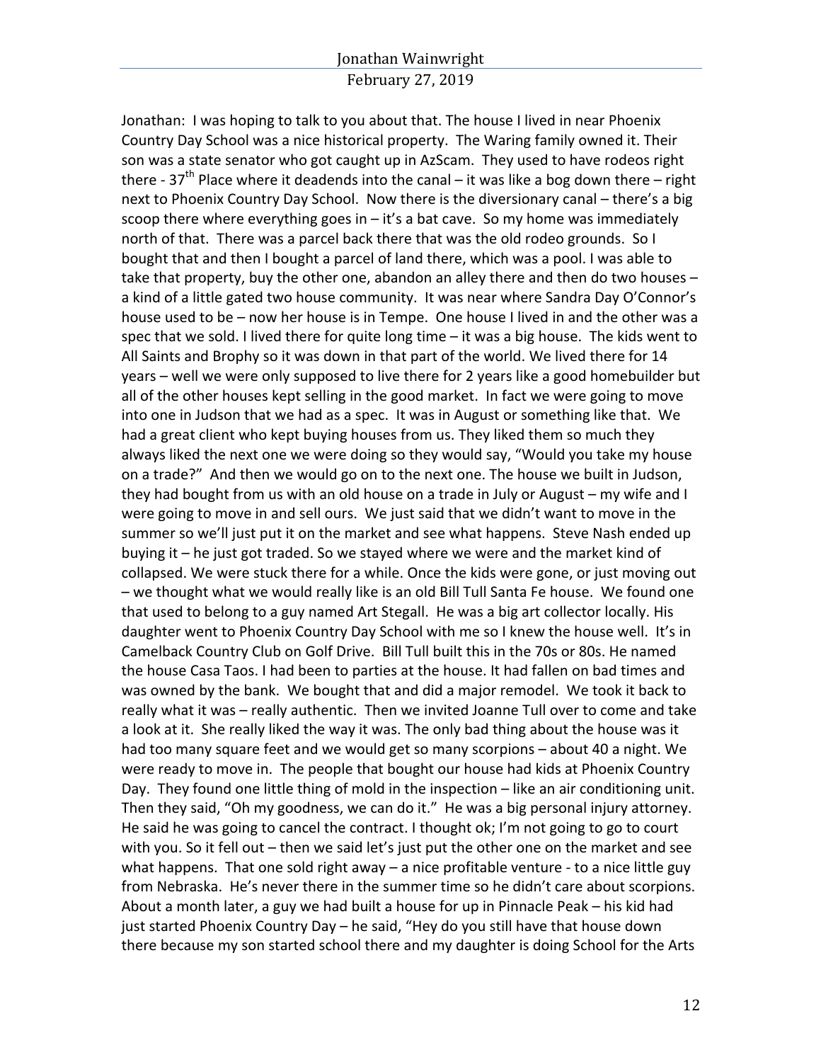Jonathan: I was hoping to talk to you about that. The house I lived in near Phoenix Country Day School was a nice historical property. The Waring family owned it. Their son was a state senator who got caught up in AzScam. They used to have rodeos right there - 37th Place where it deadends into the canal – it was like a bog down there – right next to Phoenix Country Day School. Now there is the diversionary canal – there's a big scoop there where everything goes in – it's a bat cave. So my home was immediately north of that. There was a parcel back there that was the old rodeo grounds. So I bought that and then I bought a parcel of land there, which was a pool. I was able to take that property, buy the other one, abandon an alley there and then do two houses – a kind of a little gated two house community. It was near where Sandra Day O'Connor's house used to be – now her house is in Tempe. One house I lived in and the other was a spec that we sold. I lived there for quite long time – it was a big house. The kids went to All Saints and Brophy so it was down in that part of the world. We lived there for 14 years – well we were only supposed to live there for 2 years like a good homebuilder but all of the other houses kept selling in the good market. In fact we were going to move into one in Judson that we had as a spec. It was in August or something like that. We had a great client who kept buying houses from us. They liked them so much they always liked the next one we were doing so they would say, "Would you take my house on a trade?" And then we would go on to the next one. The house we built in Judson, they had bought from us with an old house on a trade in July or August – my wife and I were going to move in and sell ours. We just said that we didn't want to move in the summer so we'll just put it on the market and see what happens. Steve Nash ended up buying it – he just got traded. So we stayed where we were and the market kind of collapsed. We were stuck there for a while. Once the kids were gone, or just moving out – we thought what we would really like is an old Bill Tull Santa Fe house. We found one that used to belong to a guy named Art Stegall. He was a big art collector locally. His daughter went to Phoenix Country Day School with me so I knew the house well. It's in Camelback Country Club on Golf Drive. Bill Tull built this in the 70s or 80s. He named the house Casa Taos. I had been to parties at the house. It had fallen on bad times and was owned by the bank. We bought that and did a major remodel. We took it back to really what it was – really authentic. Then we invited Joanne Tull over to come and take a look at it. She really liked the way it was. The only bad thing about the house was it had too many square feet and we would get so many scorpions – about 40 a night. We were ready to move in. The people that bought our house had kids at Phoenix Country Day. They found one little thing of mold in the inspection – like an air conditioning unit. Then they said, "Oh my goodness, we can do it." He was a big personal injury attorney. He said he was going to cancel the contract. I thought ok; I'm not going to go to court with you. So it fell out – then we said let's just put the other one on the market and see what happens. That one sold right away – a nice profitable venture - to a nice little guy from Nebraska. He's never there in the summer time so he didn't care about scorpions. About a month later, a guy we had built a house for up in Pinnacle Peak – his kid had just started Phoenix Country Day – he said, "Hey do you still have that house down there because my son started school there and my daughter is doing School for the Arts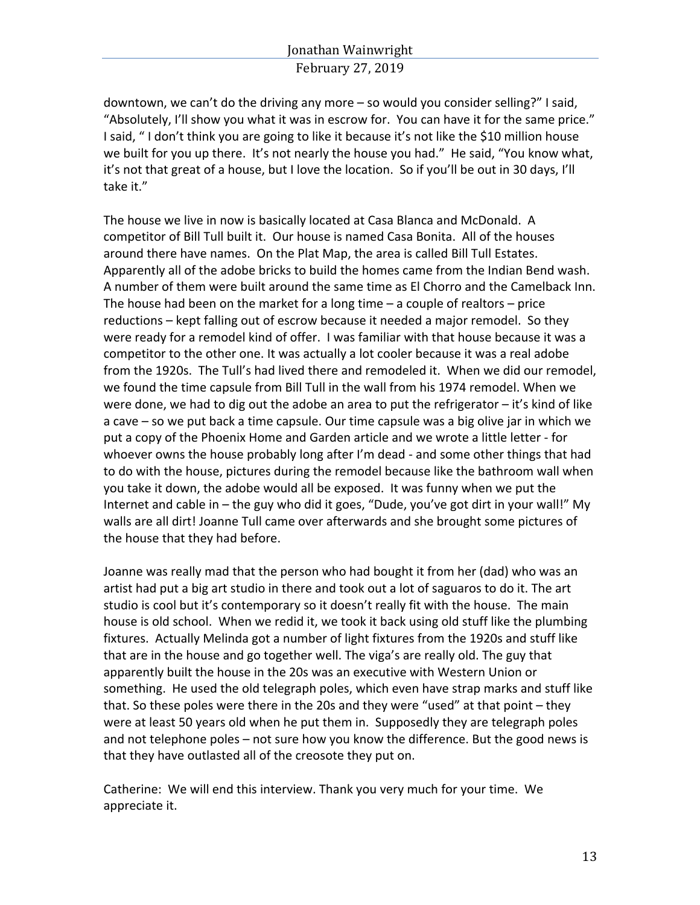downtown, we can't do the driving any more – so would you consider selling?" I said, "Absolutely, I'll show you what it was in escrow for. You can have it for the same price." I said, " I don't think you are going to like it because it's not like the $10 million house we built for you up there. It's not nearly the house you had." He said, "You know what, it's not that great of a house, but I love the location. So if you'll be out in 30 days, I'll take it."

The house we live in now is basically located at Casa Blanca and McDonald. A competitor of Bill Tull built it. Our house is named Casa Bonita. All of the houses around there have names. On the Plat Map, the area is called Bill Tull Estates. Apparently all of the adobe bricks to build the homes came from the Indian Bend wash. A number of them were built around the same time as El Chorro and the Camelback Inn. The house had been on the market for a long time – a couple of realtors – price reductions – kept falling out of escrow because it needed a major remodel. So they were ready for a remodel kind of offer. I was familiar with that house because it was a competitor to the other one. It was actually a lot cooler because it was a real adobe from the 1920s. The Tull's had lived there and remodeled it. When we did our remodel, we found the time capsule from Bill Tull in the wall from his 1974 remodel. When we were done, we had to dig out the adobe an area to put the refrigerator – it's kind of like a cave – so we put back a time capsule. Our time capsule was a big olive jar in which we put a copy of the Phoenix Home and Garden article and we wrote a little letter - for whoever owns the house probably long after I'm dead - and some other things that had to do with the house, pictures during the remodel because like the bathroom wall when you take it down, the adobe would all be exposed. It was funny when we put the Internet and cable in – the guy who did it goes, "Dude, you've got dirt in your wall!" My walls are all dirt! Joanne Tull came over afterwards and she brought some pictures of the house that they had before.

Joanne was really mad that the person who had bought it from her (dad) who was an artist had put a big art studio in there and took out a lot of saguaros to do it. The art studio is cool but it's contemporary so it doesn't really fit with the house. The main house is old school. When we redid it, we took it back using old stuff like the plumbing fixtures. Actually Melinda got a number of light fixtures from the 1920s and stuff like that are in the house and go together well. The viga's are really old. The guy that apparently built the house in the 20s was an executive with Western Union or something. He used the old telegraph poles, which even have strap marks and stuff like that. So these poles were there in the 20s and they were "used" at that point – they were at least 50 years old when he put them in. Supposedly they are telegraph poles and not telephone poles – not sure how you know the difference. But the good news is that they have outlasted all of the creosote they put on.

Catherine: We will end this interview. Thank you very much for your time. We appreciate it.